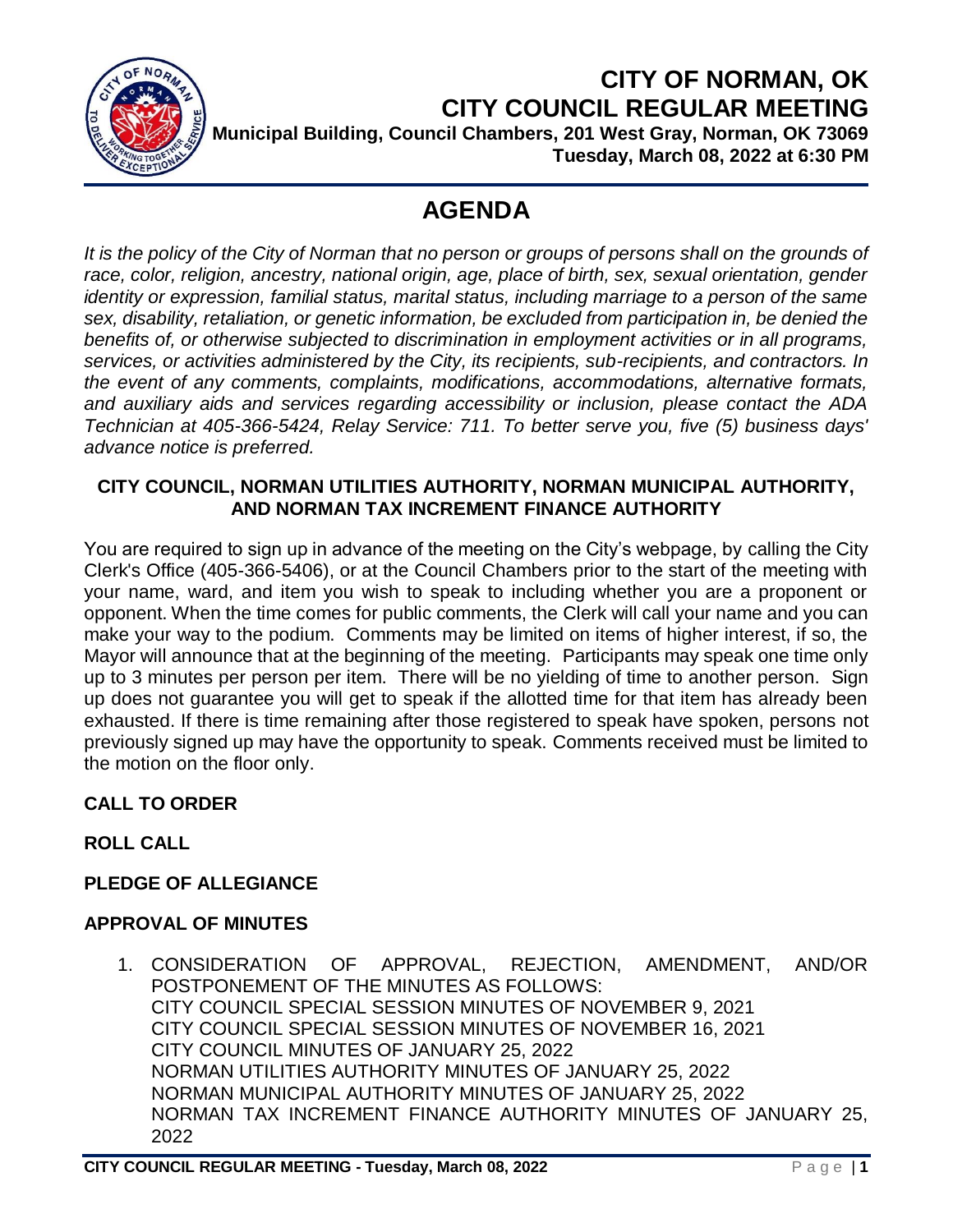# CITY OF NORMAN, OK
# CITY COUNCIL REGULAR MEETING

**Municipal Building, Council Chambers, 201 West Gray, Norman, OK 73069**
**Tuesday, March 08, 2022 at 6:30 PM**

## AGENDA

*It is the policy of the City of Norman that no person or groups of persons shall on the grounds of race, color, religion, ancestry, national origin, age, place of birth, sex, sexual orientation, gender identity or expression, familial status, marital status, including marriage to a person of the same sex, disability, retaliation, or genetic information, be excluded from participation in, be denied the benefits of, or otherwise subjected to discrimination in employment activities or in all programs, services, or activities administered by the City, its recipients, sub-recipients, and contractors. In the event of any comments, complaints, modifications, accommodations, alternative formats, and auxiliary aids and services regarding accessibility or inclusion, please contact the ADA Technician at 405-366-5424, Relay Service: 711. To better serve you, five (5) business days' advance notice is preferred.*

**CITY COUNCIL, NORMAN UTILITIES AUTHORITY, NORMAN MUNICIPAL AUTHORITY, AND NORMAN TAX INCREMENT FINANCE AUTHORITY**

You are required to sign up in advance of the meeting on the City's webpage, by calling the City Clerk's Office (405-366-5406), or at the Council Chambers prior to the start of the meeting with your name, ward, and item you wish to speak to including whether you are a proponent or opponent. When the time comes for public comments, the Clerk will call your name and you can make your way to the podium. Comments may be limited on items of higher interest, if so, the Mayor will announce that at the beginning of the meeting. Participants may speak one time only up to 3 minutes per person per item. There will be no yielding of time to another person. Sign up does not guarantee you will get to speak if the allotted time for that item has already been exhausted. If there is time remaining after those registered to speak have spoken, persons not previously signed up may have the opportunity to speak. Comments received must be limited to the motion on the floor only.

**CALL TO ORDER**

**ROLL CALL**

**PLEDGE OF ALLEGIANCE**

**APPROVAL OF MINUTES**

1. CONSIDERATION OF APPROVAL, REJECTION, AMENDMENT, AND/OR POSTPONEMENT OF THE MINUTES AS FOLLOWS:
   CITY COUNCIL SPECIAL SESSION MINUTES OF NOVEMBER 9, 2021
   CITY COUNCIL SPECIAL SESSION MINUTES OF NOVEMBER 16, 2021
   CITY COUNCIL MINUTES OF JANUARY 25, 2022
   NORMAN UTILITIES AUTHORITY MINUTES OF JANUARY 25, 2022
   NORMAN MUNICIPAL AUTHORITY MINUTES OF JANUARY 25, 2022
   NORMAN TAX INCREMENT FINANCE AUTHORITY MINUTES OF JANUARY 25, 2022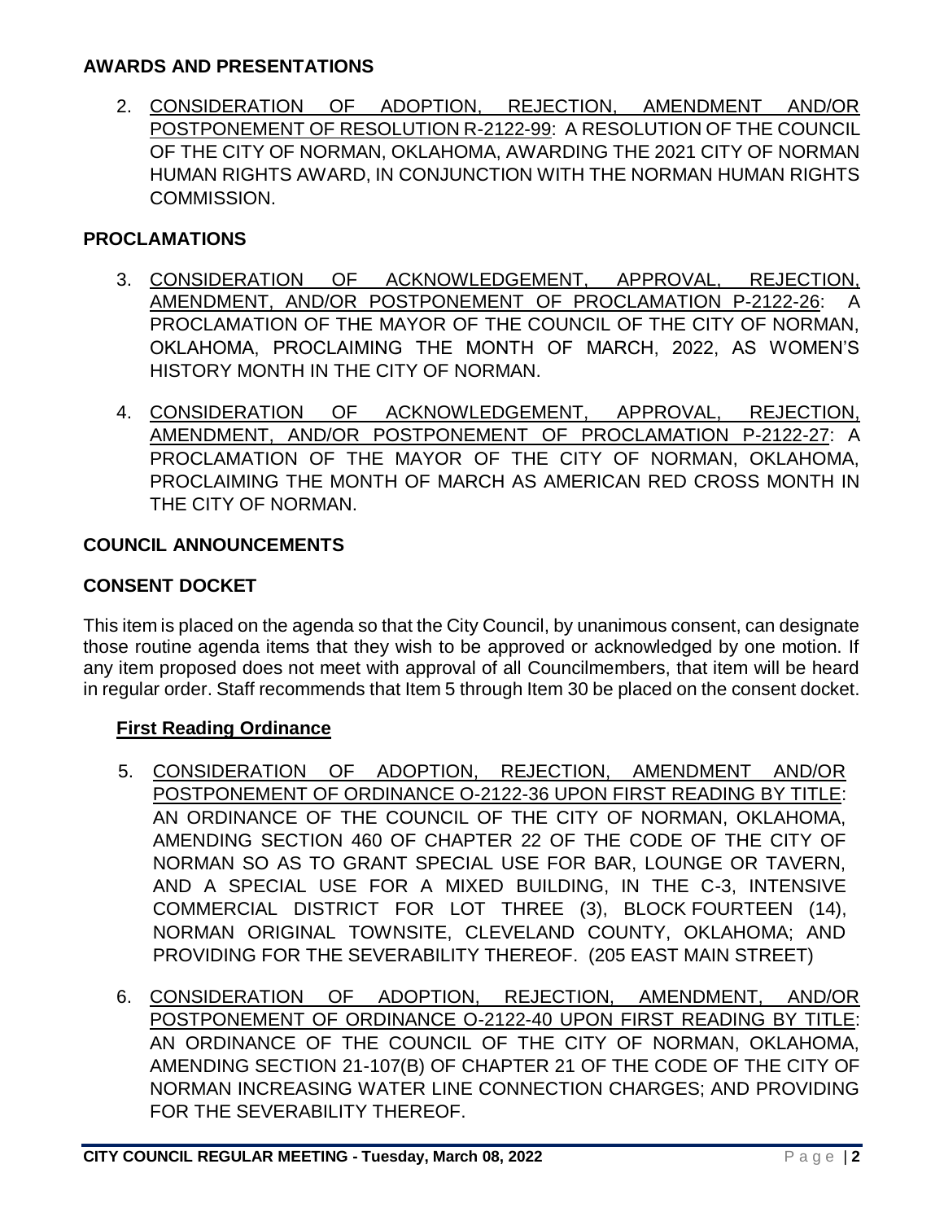## AWARDS AND PRESENTATIONS

2. CONSIDERATION OF ADOPTION, REJECTION, AMENDMENT AND/OR POSTPONEMENT OF RESOLUTION R-2122-99: A RESOLUTION OF THE COUNCIL OF THE CITY OF NORMAN, OKLAHOMA, AWARDING THE 2021 CITY OF NORMAN HUMAN RIGHTS AWARD, IN CONJUNCTION WITH THE NORMAN HUMAN RIGHTS COMMISSION.

## PROCLAMATIONS

3. CONSIDERATION OF ACKNOWLEDGEMENT, APPROVAL, REJECTION, AMENDMENT, AND/OR POSTPONEMENT OF PROCLAMATION P-2122-26: A PROCLAMATION OF THE MAYOR OF THE COUNCIL OF THE CITY OF NORMAN, OKLAHOMA, PROCLAIMING THE MONTH OF MARCH, 2022, AS WOMEN'S HISTORY MONTH IN THE CITY OF NORMAN.

4. CONSIDERATION OF ACKNOWLEDGEMENT, APPROVAL, REJECTION, AMENDMENT, AND/OR POSTPONEMENT OF PROCLAMATION P-2122-27: A PROCLAMATION OF THE MAYOR OF THE CITY OF NORMAN, OKLAHOMA, PROCLAIMING THE MONTH OF MARCH AS AMERICAN RED CROSS MONTH IN THE CITY OF NORMAN.

## COUNCIL ANNOUNCEMENTS

## CONSENT DOCKET

This item is placed on the agenda so that the City Council, by unanimous consent, can designate those routine agenda items that they wish to be approved or acknowledged by one motion. If any item proposed does not meet with approval of all Councilmembers, that item will be heard in regular order. Staff recommends that Item 5 through Item 30 be placed on the consent docket.

### First Reading Ordinance

5. CONSIDERATION OF ADOPTION, REJECTION, AMENDMENT AND/OR POSTPONEMENT OF ORDINANCE O-2122-36 UPON FIRST READING BY TITLE: AN ORDINANCE OF THE COUNCIL OF THE CITY OF NORMAN, OKLAHOMA, AMENDING SECTION 460 OF CHAPTER 22 OF THE CODE OF THE CITY OF NORMAN SO AS TO GRANT SPECIAL USE FOR BAR, LOUNGE OR TAVERN, AND A SPECIAL USE FOR A MIXED BUILDING, IN THE C-3, INTENSIVE COMMERCIAL DISTRICT FOR LOT THREE (3), BLOCK FOURTEEN (14), NORMAN ORIGINAL TOWNSITE, CLEVELAND COUNTY, OKLAHOMA; AND PROVIDING FOR THE SEVERABILITY THEREOF. (205 EAST MAIN STREET)

6. CONSIDERATION OF ADOPTION, REJECTION, AMENDMENT, AND/OR POSTPONEMENT OF ORDINANCE O-2122-40 UPON FIRST READING BY TITLE: AN ORDINANCE OF THE COUNCIL OF THE CITY OF NORMAN, OKLAHOMA, AMENDING SECTION 21-107(B) OF CHAPTER 21 OF THE CODE OF THE CITY OF NORMAN INCREASING WATER LINE CONNECTION CHARGES; AND PROVIDING FOR THE SEVERABILITY THEREOF.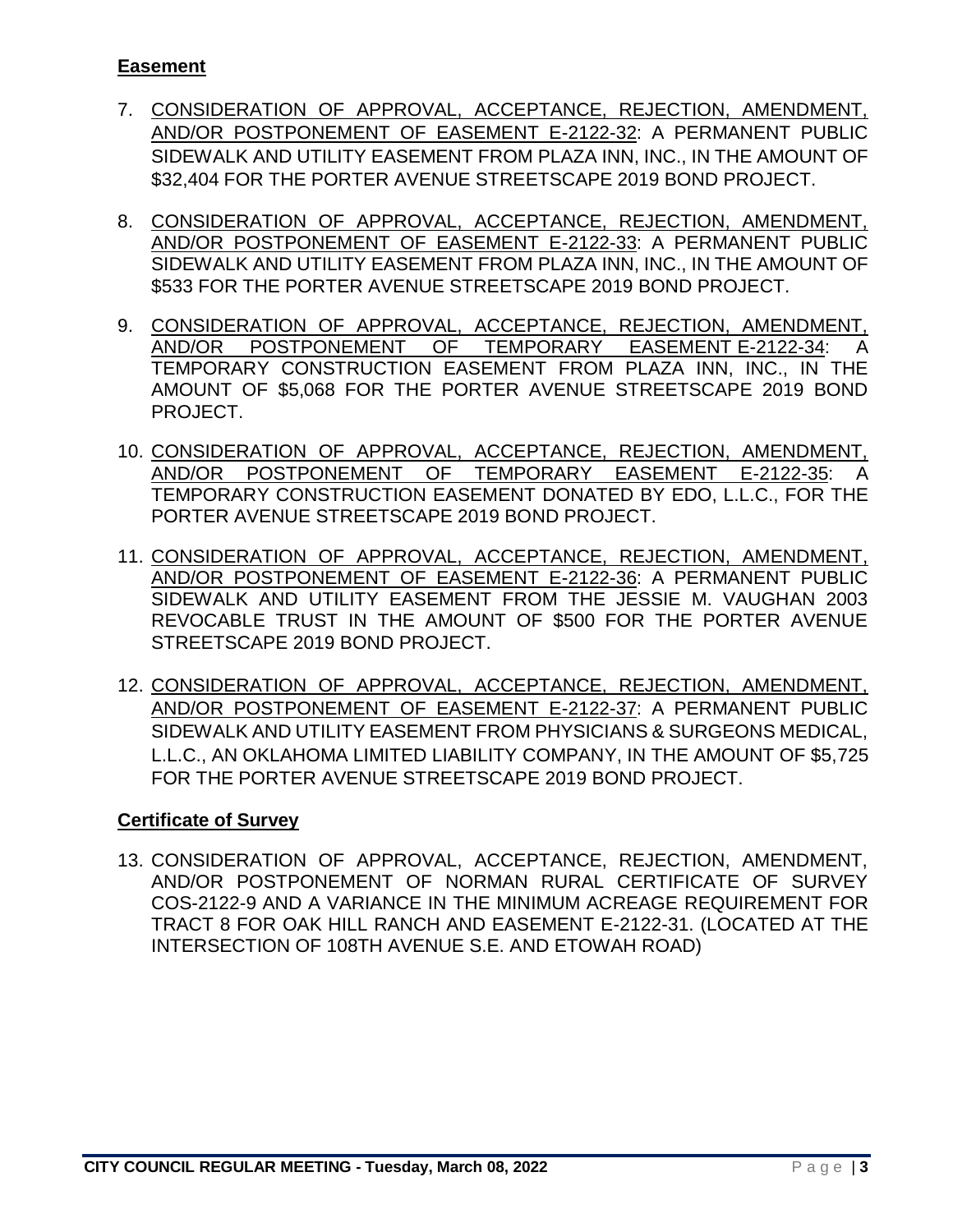**Easement**

7. <u>CONSIDERATION OF APPROVAL, ACCEPTANCE, REJECTION, AMENDMENT, AND/OR POSTPONEMENT OF EASEMENT E-2122-32</u>: A PERMANENT PUBLIC SIDEWALK AND UTILITY EASEMENT FROM PLAZA INN, INC., IN THE AMOUNT OF $32,404 FOR THE PORTER AVENUE STREETSCAPE 2019 BOND PROJECT.

8. <u>CONSIDERATION OF APPROVAL, ACCEPTANCE, REJECTION, AMENDMENT, AND/OR POSTPONEMENT OF EASEMENT E-2122-33</u>: A PERMANENT PUBLIC SIDEWALK AND UTILITY EASEMENT FROM PLAZA INN, INC., IN THE AMOUNT OF $533 FOR THE PORTER AVENUE STREETSCAPE 2019 BOND PROJECT.

9. <u>CONSIDERATION OF APPROVAL, ACCEPTANCE, REJECTION, AMENDMENT, AND/OR POSTPONEMENT OF TEMPORARY EASEMENT E-2122-34</u>: A TEMPORARY CONSTRUCTION EASEMENT FROM PLAZA INN, INC., IN THE AMOUNT OF $5,068 FOR THE PORTER AVENUE STREETSCAPE 2019 BOND PROJECT.

10. <u>CONSIDERATION OF APPROVAL, ACCEPTANCE, REJECTION, AMENDMENT, AND/OR POSTPONEMENT OF TEMPORARY EASEMENT E-2122-35</u>: A TEMPORARY CONSTRUCTION EASEMENT DONATED BY EDO, L.L.C., FOR THE PORTER AVENUE STREETSCAPE 2019 BOND PROJECT.

11. <u>CONSIDERATION OF APPROVAL, ACCEPTANCE, REJECTION, AMENDMENT, AND/OR POSTPONEMENT OF EASEMENT E-2122-36</u>: A PERMANENT PUBLIC SIDEWALK AND UTILITY EASEMENT FROM THE JESSIE M. VAUGHAN 2003 REVOCABLE TRUST IN THE AMOUNT OF $500 FOR THE PORTER AVENUE STREETSCAPE 2019 BOND PROJECT.

12. <u>CONSIDERATION OF APPROVAL, ACCEPTANCE, REJECTION, AMENDMENT, AND/OR POSTPONEMENT OF EASEMENT E-2122-37</u>: A PERMANENT PUBLIC SIDEWALK AND UTILITY EASEMENT FROM PHYSICIANS & SURGEONS MEDICAL, L.L.C., AN OKLAHOMA LIMITED LIABILITY COMPANY, IN THE AMOUNT OF $5,725 FOR THE PORTER AVENUE STREETSCAPE 2019 BOND PROJECT.

**Certificate of Survey**

13. CONSIDERATION OF APPROVAL, ACCEPTANCE, REJECTION, AMENDMENT, AND/OR POSTPONEMENT OF NORMAN RURAL CERTIFICATE OF SURVEY COS-2122-9 AND A VARIANCE IN THE MINIMUM ACREAGE REQUIREMENT FOR TRACT 8 FOR OAK HILL RANCH AND EASEMENT E-2122-31. (LOCATED AT THE INTERSECTION OF 108TH AVENUE S.E. AND ETOWAH ROAD)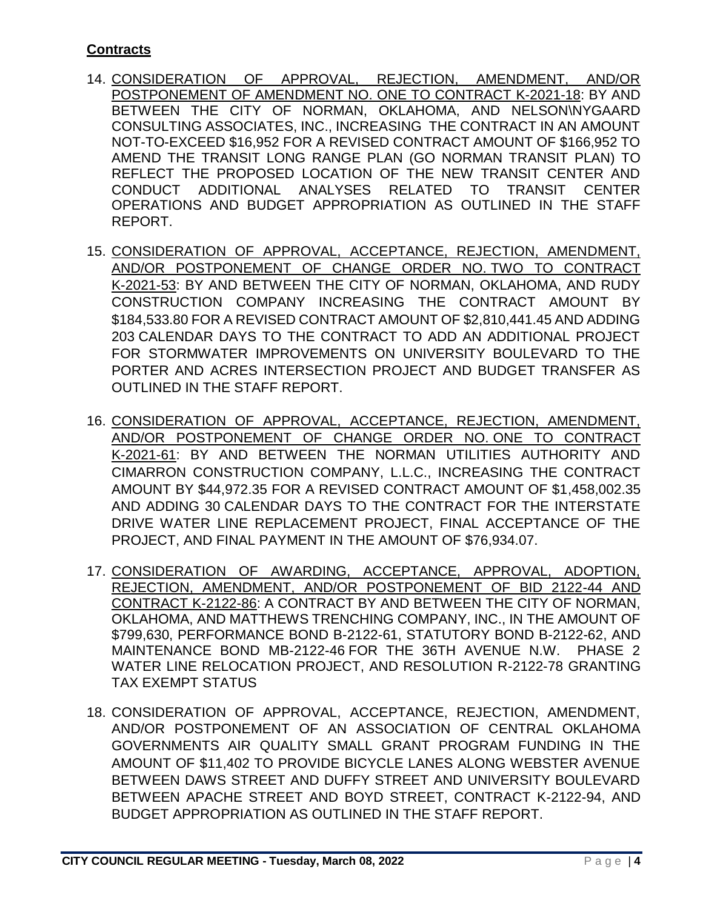## **Contracts**

14. CONSIDERATION OF APPROVAL, REJECTION, AMENDMENT, AND/OR POSTPONEMENT OF AMENDMENT NO. ONE TO CONTRACT K-2021-18: BY AND BETWEEN THE CITY OF NORMAN, OKLAHOMA, AND NELSON\NYGAARD CONSULTING ASSOCIATES, INC., INCREASING THE CONTRACT IN AN AMOUNT NOT-TO-EXCEED $16,952 FOR A REVISED CONTRACT AMOUNT OF $166,952 TO AMEND THE TRANSIT LONG RANGE PLAN (GO NORMAN TRANSIT PLAN) TO REFLECT THE PROPOSED LOCATION OF THE NEW TRANSIT CENTER AND CONDUCT ADDITIONAL ANALYSES RELATED TO TRANSIT CENTER OPERATIONS AND BUDGET APPROPRIATION AS OUTLINED IN THE STAFF REPORT.

15. CONSIDERATION OF APPROVAL, ACCEPTANCE, REJECTION, AMENDMENT, AND/OR POSTPONEMENT OF CHANGE ORDER NO. TWO TO CONTRACT K-2021-53: BY AND BETWEEN THE CITY OF NORMAN, OKLAHOMA, AND RUDY CONSTRUCTION COMPANY INCREASING THE CONTRACT AMOUNT BY $184,533.80 FOR A REVISED CONTRACT AMOUNT OF $2,810,441.45 AND ADDING 203 CALENDAR DAYS TO THE CONTRACT TO ADD AN ADDITIONAL PROJECT FOR STORMWATER IMPROVEMENTS ON UNIVERSITY BOULEVARD TO THE PORTER AND ACRES INTERSECTION PROJECT AND BUDGET TRANSFER AS OUTLINED IN THE STAFF REPORT.

16. CONSIDERATION OF APPROVAL, ACCEPTANCE, REJECTION, AMENDMENT, AND/OR POSTPONEMENT OF CHANGE ORDER NO. ONE TO CONTRACT K-2021-61: BY AND BETWEEN THE NORMAN UTILITIES AUTHORITY AND CIMARRON CONSTRUCTION COMPANY, L.L.C., INCREASING THE CONTRACT AMOUNT BY $44,972.35 FOR A REVISED CONTRACT AMOUNT OF $1,458,002.35 AND ADDING 30 CALENDAR DAYS TO THE CONTRACT FOR THE INTERSTATE DRIVE WATER LINE REPLACEMENT PROJECT, FINAL ACCEPTANCE OF THE PROJECT, AND FINAL PAYMENT IN THE AMOUNT OF $76,934.07.

17. CONSIDERATION OF AWARDING, ACCEPTANCE, APPROVAL, ADOPTION, REJECTION, AMENDMENT, AND/OR POSTPONEMENT OF BID 2122-44 AND CONTRACT K-2122-86: A CONTRACT BY AND BETWEEN THE CITY OF NORMAN, OKLAHOMA, AND MATTHEWS TRENCHING COMPANY, INC., IN THE AMOUNT OF $799,630, PERFORMANCE BOND B-2122-61, STATUTORY BOND B-2122-62, AND MAINTENANCE BOND MB-2122-46 FOR THE 36TH AVENUE N.W. PHASE 2 WATER LINE RELOCATION PROJECT, AND RESOLUTION R-2122-78 GRANTING TAX EXEMPT STATUS

18. CONSIDERATION OF APPROVAL, ACCEPTANCE, REJECTION, AMENDMENT, AND/OR POSTPONEMENT OF AN ASSOCIATION OF CENTRAL OKLAHOMA GOVERNMENTS AIR QUALITY SMALL GRANT PROGRAM FUNDING IN THE AMOUNT OF $11,402 TO PROVIDE BICYCLE LANES ALONG WEBSTER AVENUE BETWEEN DAWS STREET AND DUFFY STREET AND UNIVERSITY BOULEVARD BETWEEN APACHE STREET AND BOYD STREET, CONTRACT K-2122-94, AND BUDGET APPROPRIATION AS OUTLINED IN THE STAFF REPORT.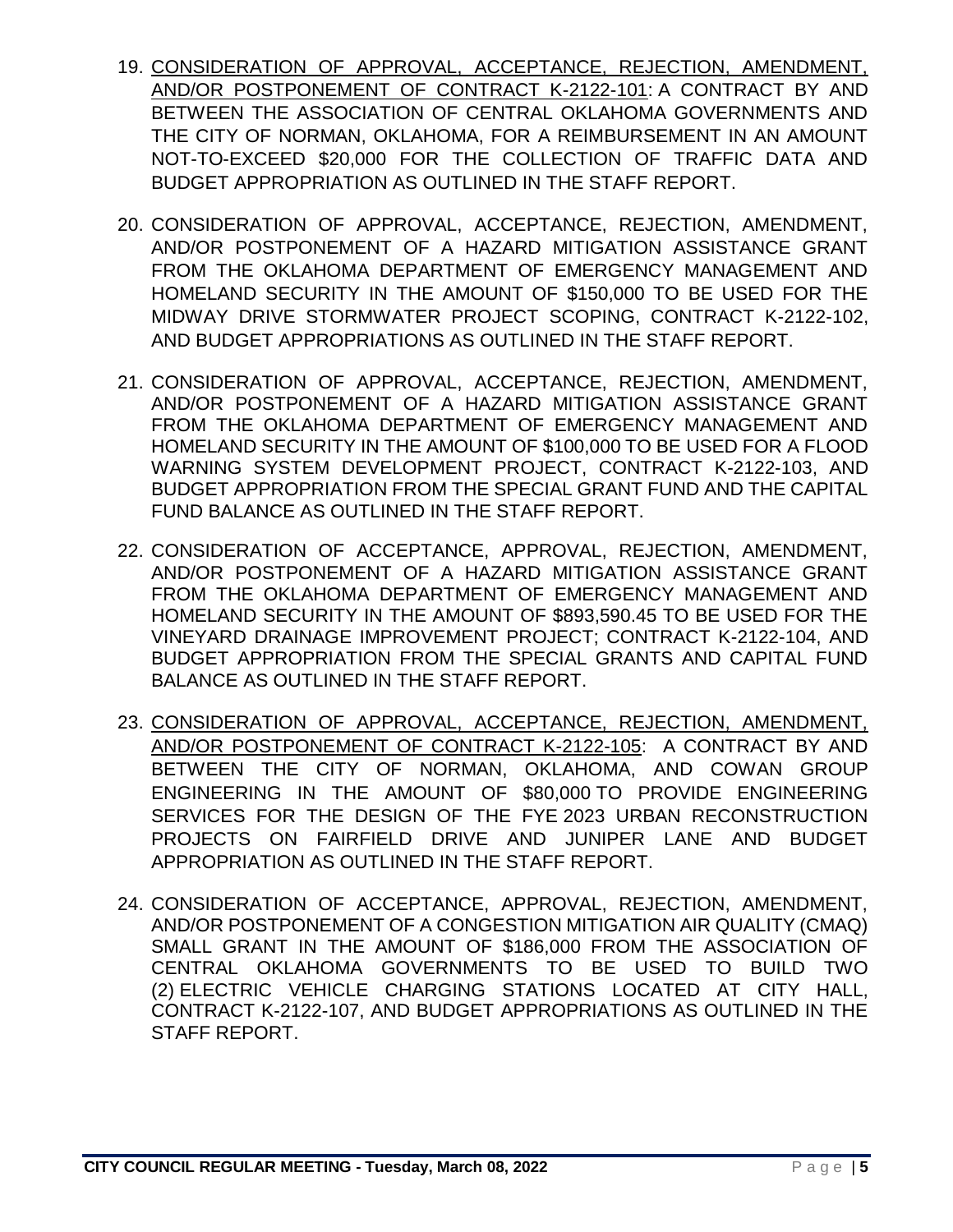19. <u>CONSIDERATION OF APPROVAL, ACCEPTANCE, REJECTION, AMENDMENT, AND/OR POSTPONEMENT OF CONTRACT K-2122-101</u>: A CONTRACT BY AND BETWEEN THE ASSOCIATION OF CENTRAL OKLAHOMA GOVERNMENTS AND THE CITY OF NORMAN, OKLAHOMA, FOR A REIMBURSEMENT IN AN AMOUNT NOT-TO-EXCEED $20,000 FOR THE COLLECTION OF TRAFFIC DATA AND BUDGET APPROPRIATION AS OUTLINED IN THE STAFF REPORT.

20. CONSIDERATION OF APPROVAL, ACCEPTANCE, REJECTION, AMENDMENT, AND/OR POSTPONEMENT OF A HAZARD MITIGATION ASSISTANCE GRANT FROM THE OKLAHOMA DEPARTMENT OF EMERGENCY MANAGEMENT AND HOMELAND SECURITY IN THE AMOUNT OF $150,000 TO BE USED FOR THE MIDWAY DRIVE STORMWATER PROJECT SCOPING, CONTRACT K-2122-102, AND BUDGET APPROPRIATIONS AS OUTLINED IN THE STAFF REPORT.

21. CONSIDERATION OF APPROVAL, ACCEPTANCE, REJECTION, AMENDMENT, AND/OR POSTPONEMENT OF A HAZARD MITIGATION ASSISTANCE GRANT FROM THE OKLAHOMA DEPARTMENT OF EMERGENCY MANAGEMENT AND HOMELAND SECURITY IN THE AMOUNT OF $100,000 TO BE USED FOR A FLOOD WARNING SYSTEM DEVELOPMENT PROJECT, CONTRACT K-2122-103, AND BUDGET APPROPRIATION FROM THE SPECIAL GRANT FUND AND THE CAPITAL FUND BALANCE AS OUTLINED IN THE STAFF REPORT.

22. CONSIDERATION OF ACCEPTANCE, APPROVAL, REJECTION, AMENDMENT, AND/OR POSTPONEMENT OF A HAZARD MITIGATION ASSISTANCE GRANT FROM THE OKLAHOMA DEPARTMENT OF EMERGENCY MANAGEMENT AND HOMELAND SECURITY IN THE AMOUNT OF $893,590.45 TO BE USED FOR THE VINEYARD DRAINAGE IMPROVEMENT PROJECT; CONTRACT K-2122-104, AND BUDGET APPROPRIATION FROM THE SPECIAL GRANTS AND CAPITAL FUND BALANCE AS OUTLINED IN THE STAFF REPORT.

23. <u>CONSIDERATION OF APPROVAL, ACCEPTANCE, REJECTION, AMENDMENT, AND/OR POSTPONEMENT OF CONTRACT K-2122-105</u>: A CONTRACT BY AND BETWEEN THE CITY OF NORMAN, OKLAHOMA, AND COWAN GROUP ENGINEERING IN THE AMOUNT OF $80,000 TO PROVIDE ENGINEERING SERVICES FOR THE DESIGN OF THE FYE 2023 URBAN RECONSTRUCTION PROJECTS ON FAIRFIELD DRIVE AND JUNIPER LANE AND BUDGET APPROPRIATION AS OUTLINED IN THE STAFF REPORT.

24. CONSIDERATION OF ACCEPTANCE, APPROVAL, REJECTION, AMENDMENT, AND/OR POSTPONEMENT OF A CONGESTION MITIGATION AIR QUALITY (CMAQ) SMALL GRANT IN THE AMOUNT OF $186,000 FROM THE ASSOCIATION OF CENTRAL OKLAHOMA GOVERNMENTS TO BE USED TO BUILD TWO (2) ELECTRIC VEHICLE CHARGING STATIONS LOCATED AT CITY HALL, CONTRACT K-2122-107, AND BUDGET APPROPRIATIONS AS OUTLINED IN THE STAFF REPORT.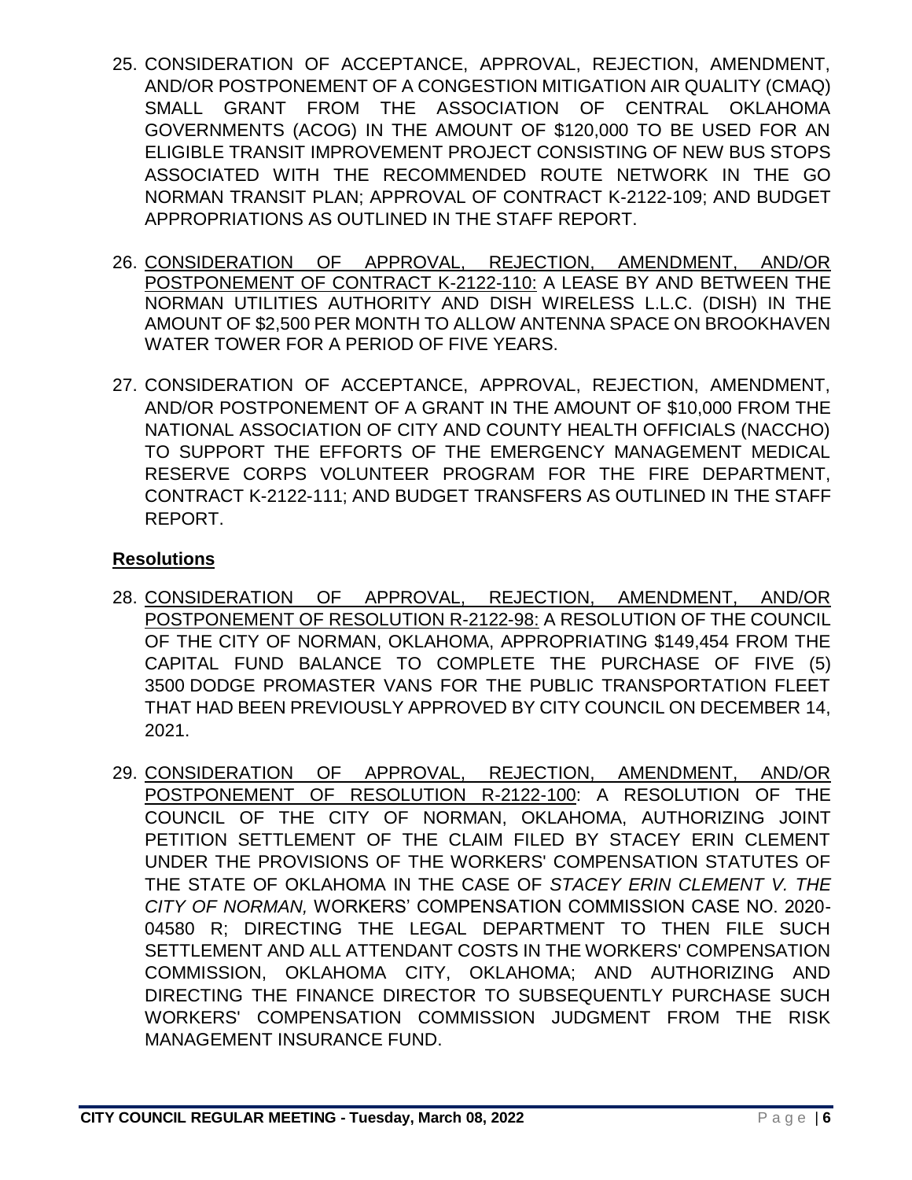25. CONSIDERATION OF ACCEPTANCE, APPROVAL, REJECTION, AMENDMENT, AND/OR POSTPONEMENT OF A CONGESTION MITIGATION AIR QUALITY (CMAQ) SMALL GRANT FROM THE ASSOCIATION OF CENTRAL OKLAHOMA GOVERNMENTS (ACOG) IN THE AMOUNT OF $120,000 TO BE USED FOR AN ELIGIBLE TRANSIT IMPROVEMENT PROJECT CONSISTING OF NEW BUS STOPS ASSOCIATED WITH THE RECOMMENDED ROUTE NETWORK IN THE GO NORMAN TRANSIT PLAN; APPROVAL OF CONTRACT K-2122-109; AND BUDGET APPROPRIATIONS AS OUTLINED IN THE STAFF REPORT.

26. <u>CONSIDERATION OF APPROVAL, REJECTION, AMENDMENT, AND/OR POSTPONEMENT OF CONTRACT K-2122-110:</u> A LEASE BY AND BETWEEN THE NORMAN UTILITIES AUTHORITY AND DISH WIRELESS L.L.C. (DISH) IN THE AMOUNT OF $2,500 PER MONTH TO ALLOW ANTENNA SPACE ON BROOKHAVEN WATER TOWER FOR A PERIOD OF FIVE YEARS.

27. CONSIDERATION OF ACCEPTANCE, APPROVAL, REJECTION, AMENDMENT, AND/OR POSTPONEMENT OF A GRANT IN THE AMOUNT OF $10,000 FROM THE NATIONAL ASSOCIATION OF CITY AND COUNTY HEALTH OFFICIALS (NACCHO) TO SUPPORT THE EFFORTS OF THE EMERGENCY MANAGEMENT MEDICAL RESERVE CORPS VOLUNTEER PROGRAM FOR THE FIRE DEPARTMENT, CONTRACT K-2122-111; AND BUDGET TRANSFERS AS OUTLINED IN THE STAFF REPORT.

**<u>Resolutions</u>**

28. <u>CONSIDERATION OF APPROVAL, REJECTION, AMENDMENT, AND/OR POSTPONEMENT OF RESOLUTION R-2122-98:</u> A RESOLUTION OF THE COUNCIL OF THE CITY OF NORMAN, OKLAHOMA, APPROPRIATING $149,454 FROM THE CAPITAL FUND BALANCE TO COMPLETE THE PURCHASE OF FIVE (5) 3500 DODGE PROMASTER VANS FOR THE PUBLIC TRANSPORTATION FLEET THAT HAD BEEN PREVIOUSLY APPROVED BY CITY COUNCIL ON DECEMBER 14, 2021.

29. <u>CONSIDERATION OF APPROVAL, REJECTION, AMENDMENT, AND/OR POSTPONEMENT OF RESOLUTION R-2122-100</u>: A RESOLUTION OF THE COUNCIL OF THE CITY OF NORMAN, OKLAHOMA, AUTHORIZING JOINT PETITION SETTLEMENT OF THE CLAIM FILED BY STACEY ERIN CLEMENT UNDER THE PROVISIONS OF THE WORKERS' COMPENSATION STATUTES OF THE STATE OF OKLAHOMA IN THE CASE OF *STACEY ERIN CLEMENT V. THE CITY OF NORMAN,* WORKERS' COMPENSATION COMMISSION CASE NO. 2020-04580 R; DIRECTING THE LEGAL DEPARTMENT TO THEN FILE SUCH SETTLEMENT AND ALL ATTENDANT COSTS IN THE WORKERS' COMPENSATION COMMISSION, OKLAHOMA CITY, OKLAHOMA; AND AUTHORIZING AND DIRECTING THE FINANCE DIRECTOR TO SUBSEQUENTLY PURCHASE SUCH WORKERS' COMPENSATION COMMISSION JUDGMENT FROM THE RISK MANAGEMENT INSURANCE FUND.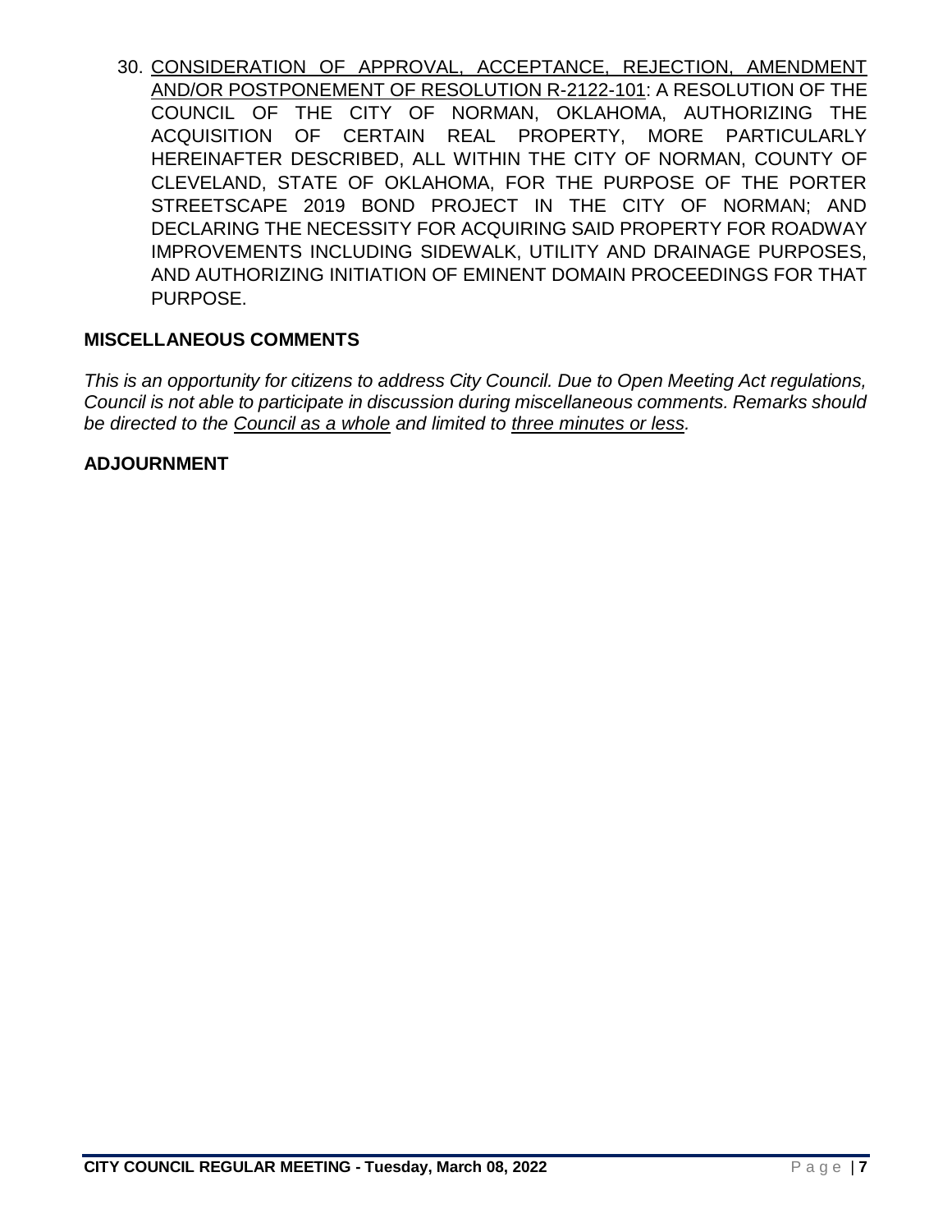30. CONSIDERATION OF APPROVAL, ACCEPTANCE, REJECTION, AMENDMENT AND/OR POSTPONEMENT OF RESOLUTION R-2122-101: A RESOLUTION OF THE COUNCIL OF THE CITY OF NORMAN, OKLAHOMA, AUTHORIZING THE ACQUISITION OF CERTAIN REAL PROPERTY, MORE PARTICULARLY HEREINAFTER DESCRIBED, ALL WITHIN THE CITY OF NORMAN, COUNTY OF CLEVELAND, STATE OF OKLAHOMA, FOR THE PURPOSE OF THE PORTER STREETSCAPE 2019 BOND PROJECT IN THE CITY OF NORMAN; AND DECLARING THE NECESSITY FOR ACQUIRING SAID PROPERTY FOR ROADWAY IMPROVEMENTS INCLUDING SIDEWALK, UTILITY AND DRAINAGE PURPOSES, AND AUTHORIZING INITIATION OF EMINENT DOMAIN PROCEEDINGS FOR THAT PURPOSE.

## MISCELLANEOUS COMMENTS

*This is an opportunity for citizens to address City Council. Due to Open Meeting Act regulations, Council is not able to participate in discussion during miscellaneous comments. Remarks should be directed to the Council as a whole and limited to three minutes or less.*

## ADJOURNMENT